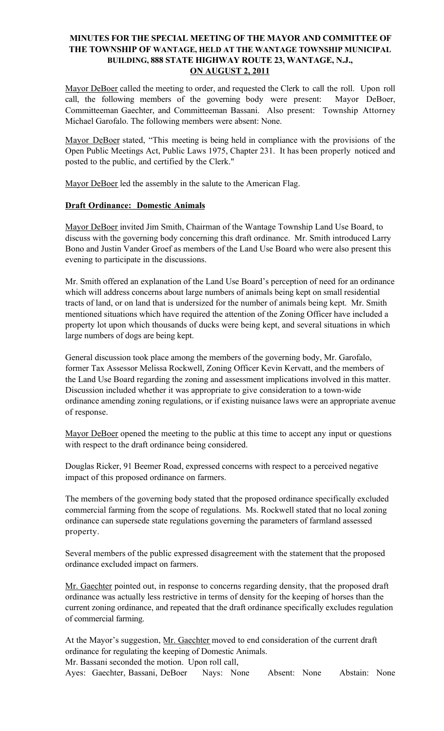**MINUTES FOR THE SPECIAL MEETING OF THE MAYOR AND COMMITTEE OF THE TOWNSHIP OF WANTAGE, HELD AT THE WANTAGE TOWNSHIP MUNICIPAL BUILDING, 888 STATE HIGHWAY ROUTE 23, WANTAGE, N.J., ON AUGUST 2, 2011**

Mayor DeBoer called the meeting to order, and requested the Clerk to call the roll. Upon roll call, the following members of the governing body were present: Mayor DeBoer, Committeeman Gaechter, and Committeeman Bassani. Also present: Township Attorney Michael Garofalo. The following members were absent: None.

Mayor DeBoer stated, "This meeting is being held in compliance with the provisions of the Open Public Meetings Act, Public Laws 1975, Chapter 231. It has been properly noticed and posted to the public, and certified by the Clerk."

Mayor DeBoer led the assembly in the salute to the American Flag.

**Draft Ordinance: Domestic Animals**

Mayor DeBoer invited Jim Smith, Chairman of the Wantage Township Land Use Board, to discuss with the governing body concerning this draft ordinance. Mr. Smith introduced Larry Bono and Justin Vander Groef as members of the Land Use Board who were also present this evening to participate in the discussions.

Mr. Smith offered an explanation of the Land Use Board's perception of need for an ordinance which will address concerns about large numbers of animals being kept on small residential tracts of land, or on land that is undersized for the number of animals being kept. Mr. Smith mentioned situations which have required the attention of the Zoning Officer have included a property lot upon which thousands of ducks were being kept, and several situations in which large numbers of dogs are being kept.

General discussion took place among the members of the governing body, Mr. Garofalo, former Tax Assessor Melissa Rockwell, Zoning Officer Kevin Kervatt, and the members of the Land Use Board regarding the zoning and assessment implications involved in this matter. Discussion included whether it was appropriate to give consideration to a town-wide ordinance amending zoning regulations, or if existing nuisance laws were an appropriate avenue of response.

Mayor DeBoer opened the meeting to the public at this time to accept any input or questions with respect to the draft ordinance being considered.

Douglas Ricker, 91 Beemer Road, expressed concerns with respect to a perceived negative impact of this proposed ordinance on farmers.

The members of the governing body stated that the proposed ordinance specifically excluded commercial farming from the scope of regulations. Ms. Rockwell stated that no local zoning ordinance can supersede state regulations governing the parameters of farmland assessed property.

Several members of the public expressed disagreement with the statement that the proposed ordinance excluded impact on farmers.

Mr. Gaechter pointed out, in response to concerns regarding density, that the proposed draft ordinance was actually less restrictive in terms of density for the keeping of horses than the current zoning ordinance, and repeated that the draft ordinance specifically excludes regulation of commercial farming.

At the Mayor's suggestion, Mr. Gaechter moved to end consideration of the current draft ordinance for regulating the keeping of Domestic Animals.
Mr. Bassani seconded the motion. Upon roll call,
Ayes: Gaechter, Bassani, DeBoer  Nays: None  Absent: None  Abstain: None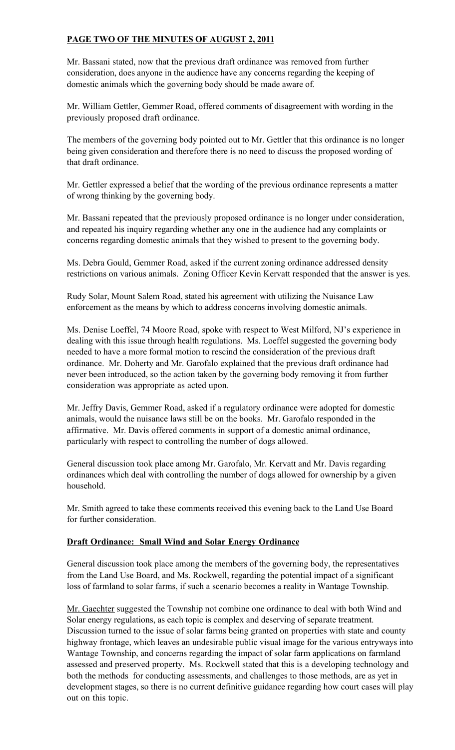**PAGE TWO OF THE MINUTES OF AUGUST 2, 2011**

Mr. Bassani stated, now that the previous draft ordinance was removed from further consideration, does anyone in the audience have any concerns regarding the keeping of domestic animals which the governing body should be made aware of.

Mr. William Gettler, Gemmer Road, offered comments of disagreement with wording in the previously proposed draft ordinance.

The members of the governing body pointed out to Mr. Gettler that this ordinance is no longer being given consideration and therefore there is no need to discuss the proposed wording of that draft ordinance.

Mr. Gettler expressed a belief that the wording of the previous ordinance represents a matter of wrong thinking by the governing body.

Mr. Bassani repeated that the previously proposed ordinance is no longer under consideration, and repeated his inquiry regarding whether any one in the audience had any complaints or concerns regarding domestic animals that they wished to present to the governing body.

Ms. Debra Gould, Gemmer Road, asked if the current zoning ordinance addressed density restrictions on various animals. Zoning Officer Kevin Kervatt responded that the answer is yes.

Rudy Solar, Mount Salem Road, stated his agreement with utilizing the Nuisance Law enforcement as the means by which to address concerns involving domestic animals.

Ms. Denise Loeffel, 74 Moore Road, spoke with respect to West Milford, NJ's experience in dealing with this issue through health regulations. Ms. Loeffel suggested the governing body needed to have a more formal motion to rescind the consideration of the previous draft ordinance. Mr. Doherty and Mr. Garofalo explained that the previous draft ordinance had never been introduced, so the action taken by the governing body removing it from further consideration was appropriate as acted upon.

Mr. Jeffry Davis, Gemmer Road, asked if a regulatory ordinance were adopted for domestic animals, would the nuisance laws still be on the books. Mr. Garofalo responded in the affirmative. Mr. Davis offered comments in support of a domestic animal ordinance, particularly with respect to controlling the number of dogs allowed.

General discussion took place among Mr. Garofalo, Mr. Kervatt and Mr. Davis regarding ordinances which deal with controlling the number of dogs allowed for ownership by a given household.

Mr. Smith agreed to take these comments received this evening back to the Land Use Board for further consideration.

**Draft Ordinance: Small Wind and Solar Energy Ordinance**

General discussion took place among the members of the governing body, the representatives from the Land Use Board, and Ms. Rockwell, regarding the potential impact of a significant loss of farmland to solar farms, if such a scenario becomes a reality in Wantage Township.

Mr. Gaechter suggested the Township not combine one ordinance to deal with both Wind and Solar energy regulations, as each topic is complex and deserving of separate treatment. Discussion turned to the issue of solar farms being granted on properties with state and county highway frontage, which leaves an undesirable public visual image for the various entryways into Wantage Township, and concerns regarding the impact of solar farm applications on farmland assessed and preserved property. Ms. Rockwell stated that this is a developing technology and both the methods for conducting assessments, and challenges to those methods, are as yet in development stages, so there is no current definitive guidance regarding how court cases will play out on this topic.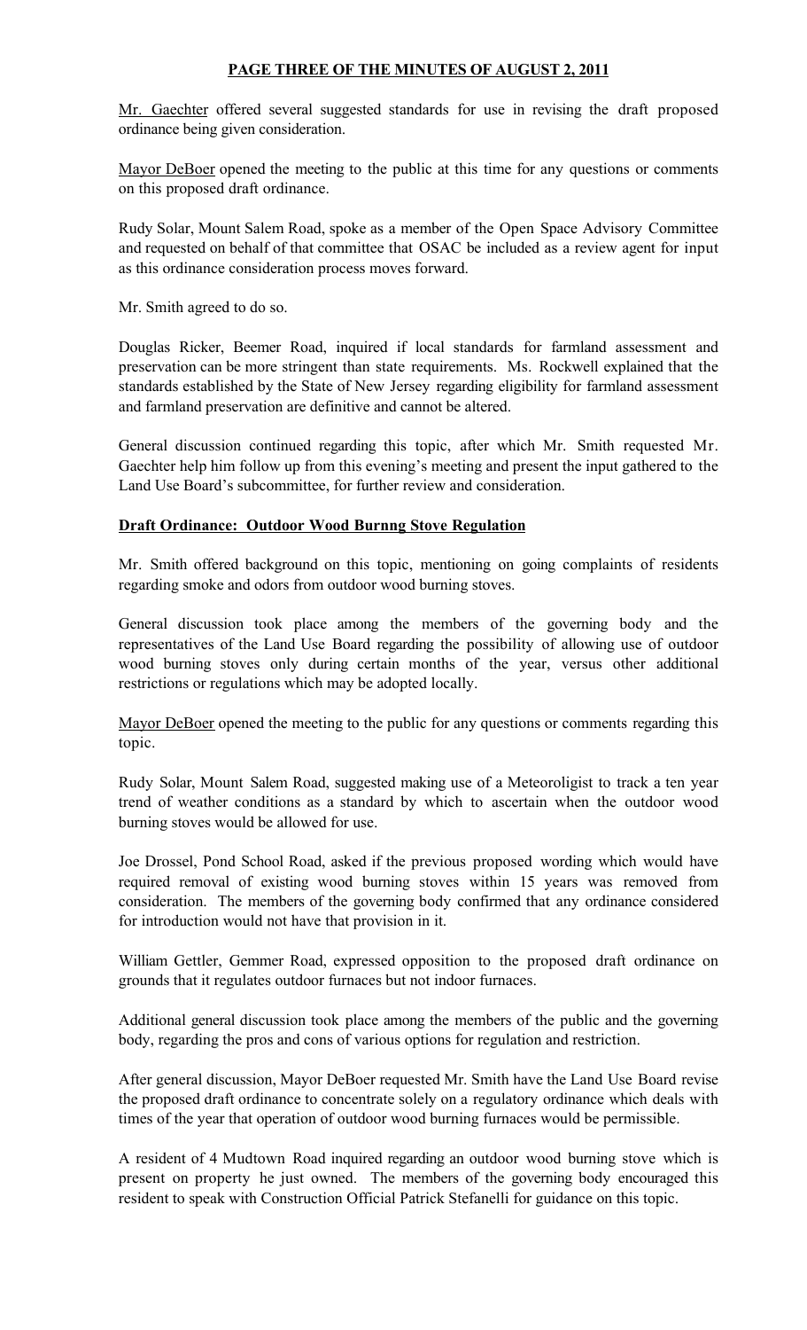**PAGE THREE OF THE MINUTES OF AUGUST 2, 2011**

Mr. Gaechter offered several suggested standards for use in revising the draft proposed ordinance being given consideration.

Mayor DeBoer opened the meeting to the public at this time for any questions or comments on this proposed draft ordinance.

Rudy Solar, Mount Salem Road, spoke as a member of the Open Space Advisory Committee and requested on behalf of that committee that OSAC be included as a review agent for input as this ordinance consideration process moves forward.

Mr. Smith agreed to do so.

Douglas Ricker, Beemer Road, inquired if local standards for farmland assessment and preservation can be more stringent than state requirements. Ms. Rockwell explained that the standards established by the State of New Jersey regarding eligibility for farmland assessment and farmland preservation are definitive and cannot be altered.

General discussion continued regarding this topic, after which Mr. Smith requested Mr. Gaechter help him follow up from this evening's meeting and present the input gathered to the Land Use Board's subcommittee, for further review and consideration.

**Draft Ordinance: Outdoor Wood Burnng Stove Regulation**

Mr. Smith offered background on this topic, mentioning on going complaints of residents regarding smoke and odors from outdoor wood burning stoves.

General discussion took place among the members of the governing body and the representatives of the Land Use Board regarding the possibility of allowing use of outdoor wood burning stoves only during certain months of the year, versus other additional restrictions or regulations which may be adopted locally.

Mayor DeBoer opened the meeting to the public for any questions or comments regarding this topic.

Rudy Solar, Mount Salem Road, suggested making use of a Meteoroligist to track a ten year trend of weather conditions as a standard by which to ascertain when the outdoor wood burning stoves would be allowed for use.

Joe Drossel, Pond School Road, asked if the previous proposed wording which would have required removal of existing wood burning stoves within 15 years was removed from consideration. The members of the governing body confirmed that any ordinance considered for introduction would not have that provision in it.

William Gettler, Gemmer Road, expressed opposition to the proposed draft ordinance on grounds that it regulates outdoor furnaces but not indoor furnaces.

Additional general discussion took place among the members of the public and the governing body, regarding the pros and cons of various options for regulation and restriction.

After general discussion, Mayor DeBoer requested Mr. Smith have the Land Use Board revise the proposed draft ordinance to concentrate solely on a regulatory ordinance which deals with times of the year that operation of outdoor wood burning furnaces would be permissible.

A resident of 4 Mudtown Road inquired regarding an outdoor wood burning stove which is present on property he just owned. The members of the governing body encouraged this resident to speak with Construction Official Patrick Stefanelli for guidance on this topic.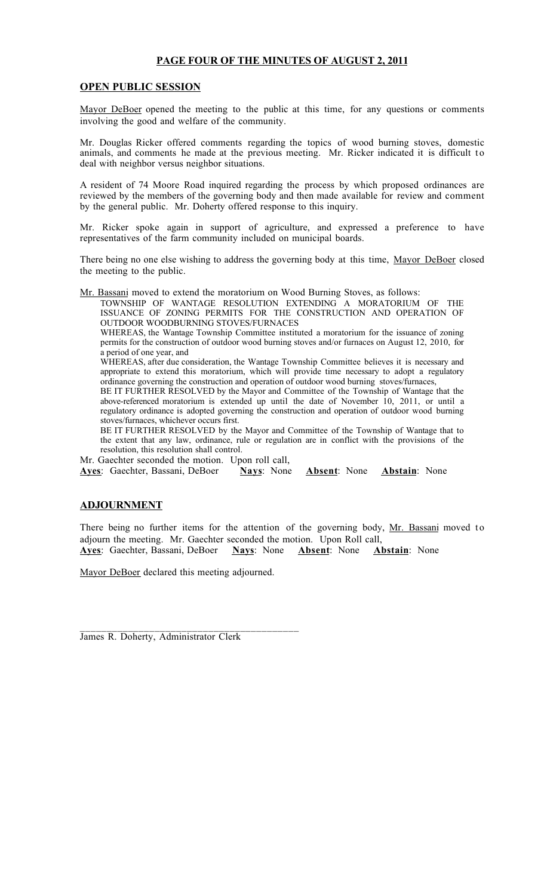## PAGE FOUR OF THE MINUTES OF AUGUST 2, 2011

### OPEN PUBLIC SESSION

Mayor DeBoer opened the meeting to the public at this time, for any questions or comments involving the good and welfare of the community.

Mr. Douglas Ricker offered comments regarding the topics of wood burning stoves, domestic animals, and comments he made at the previous meeting. Mr. Ricker indicated it is difficult to deal with neighbor versus neighbor situations.

A resident of 74 Moore Road inquired regarding the process by which proposed ordinances are reviewed by the members of the governing body and then made available for review and comment by the general public. Mr. Doherty offered response to this inquiry.

Mr. Ricker spoke again in support of agriculture, and expressed a preference to have representatives of the farm community included on municipal boards.

There being no one else wishing to address the governing body at this time, Mayor DeBoer closed the meeting to the public.

Mr. Bassani moved to extend the moratorium on Wood Burning Stoves, as follows:

TOWNSHIP OF WANTAGE RESOLUTION EXTENDING A MORATORIUM OF THE ISSUANCE OF ZONING PERMITS FOR THE CONSTRUCTION AND OPERATION OF OUTDOOR WOODBURNING STOVES/FURNACES

WHEREAS, the Wantage Township Committee instituted a moratorium for the issuance of zoning permits for the construction of outdoor wood burning stoves and/or furnaces on August 12, 2010, for a period of one year, and

WHEREAS, after due consideration, the Wantage Township Committee believes it is necessary and appropriate to extend this moratorium, which will provide time necessary to adopt a regulatory ordinance governing the construction and operation of outdoor wood burning stoves/furnaces,

BE IT FURTHER RESOLVED by the Mayor and Committee of the Township of Wantage that the above-referenced moratorium is extended up until the date of November 10, 2011, or until a regulatory ordinance is adopted governing the construction and operation of outdoor wood burning stoves/furnaces, whichever occurs first.

BE IT FURTHER RESOLVED by the Mayor and Committee of the Township of Wantage that to the extent that any law, ordinance, rule or regulation are in conflict with the provisions of the resolution, this resolution shall control.

Mr. Gaechter seconded the motion. Upon roll call,
**Ayes**: Gaechter, Bassani, DeBoer **Nays**: None **Absent**: None **Abstain**: None

### ADJOURNMENT

There being no further items for the attention of the governing body, Mr. Bassani moved to adjourn the meeting. Mr. Gaechter seconded the motion. Upon Roll call,
**Ayes**: Gaechter, Bassani, DeBoer **Nays**: None **Absent**: None **Abstain**: None

Mayor DeBoer declared this meeting adjourned.

\_\_\_\_\_\_\_\_\_\_\_\_\_\_\_\_\_\_\_\_\_\_\_\_\_\_\_\_\_\_\_\_\_\_\_\_\_\_\_\_\_\_\_\_
James R. Doherty, Administrator Clerk